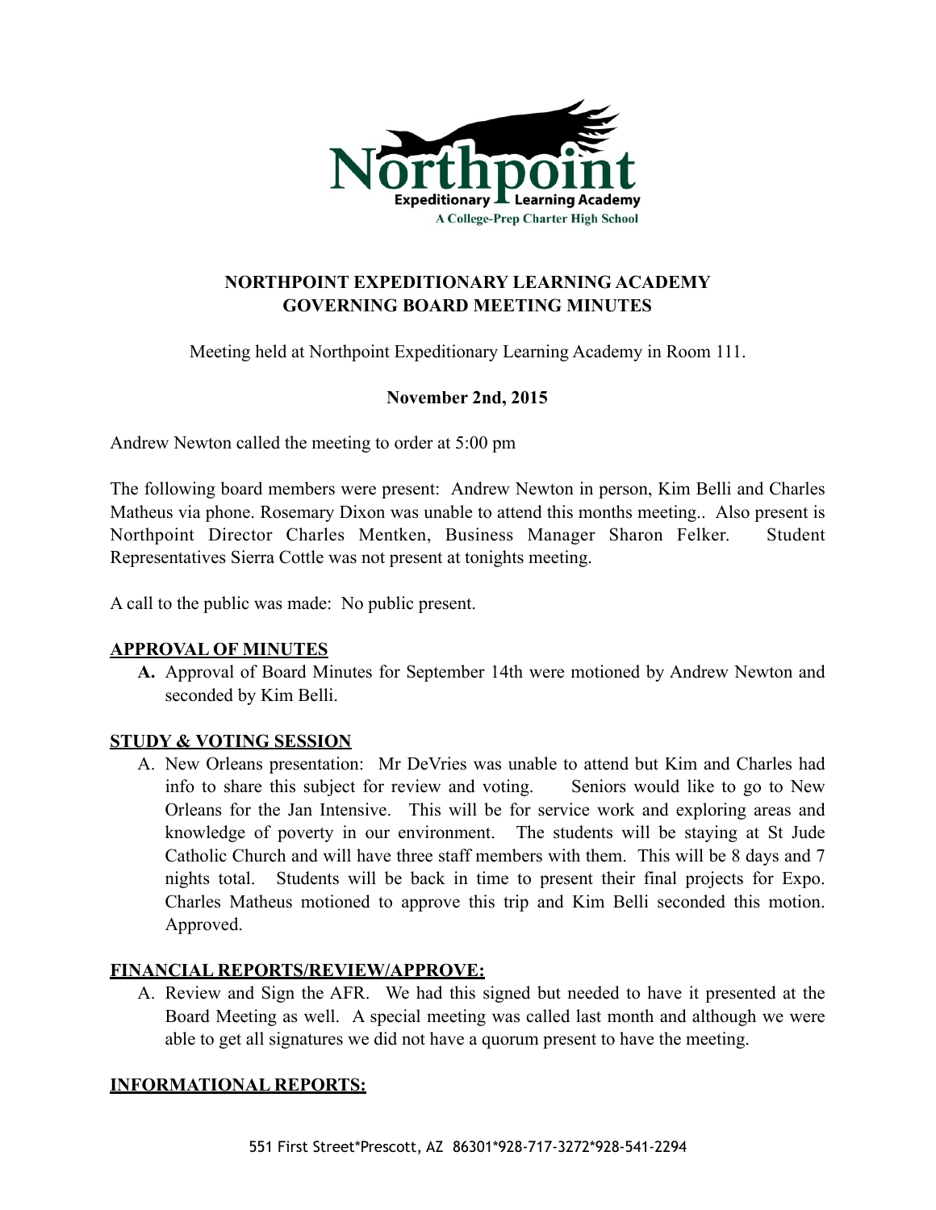Northpoint
Expeditionary Learning Academy
A College-Prep Charter High School

## NORTHPOINT EXPEDITIONARY LEARNING ACADEMY
## GOVERNING BOARD MEETING MINUTES

Meeting held at Northpoint Expeditionary Learning Academy in Room 111.

**November 2nd, 2015**

Andrew Newton called the meeting to order at 5:00 pm

The following board members were present: Andrew Newton in person, Kim Belli and Charles Matheus via phone. Rosemary Dixon was unable to attend this months meeting.. Also present is Northpoint Director Charles Mentken, Business Manager Sharon Felker. Student Representatives Sierra Cottle was not present at tonights meeting.

A call to the public was made: No public present.

### APPROVAL OF MINUTES

**A.** Approval of Board Minutes for September 14th were motioned by Andrew Newton and seconded by Kim Belli.

### STUDY & VOTING SESSION

A. New Orleans presentation: Mr DeVries was unable to attend but Kim and Charles had info to share this subject for review and voting. Seniors would like to go to New Orleans for the Jan Intensive. This will be for service work and exploring areas and knowledge of poverty in our environment. The students will be staying at St Jude Catholic Church and will have three staff members with them. This will be 8 days and 7 nights total. Students will be back in time to present their final projects for Expo. Charles Matheus motioned to approve this trip and Kim Belli seconded this motion. Approved.

### FINANCIAL REPORTS/REVIEW/APPROVE:

A. Review and Sign the AFR. We had this signed but needed to have it presented at the Board Meeting as well. A special meeting was called last month and although we were able to get all signatures we did not have a quorum present to have the meeting.

### INFORMATIONAL REPORTS:

551 First Street*Prescott, AZ 86301*928-717-3272*928-541-2294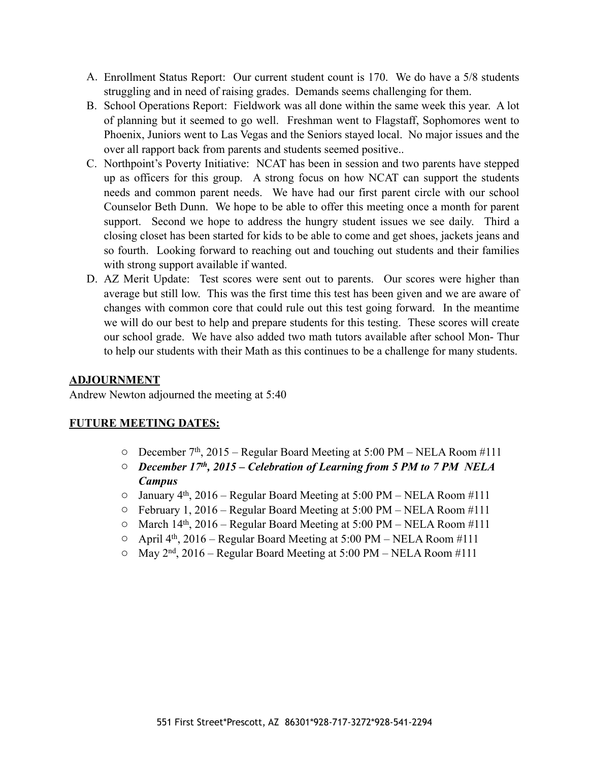A. Enrollment Status Report: Our current student count is 170. We do have a 5/8 students struggling and in need of raising grades. Demands seems challenging for them.

B. School Operations Report: Fieldwork was all done within the same week this year. A lot of planning but it seemed to go well. Freshman went to Flagstaff, Sophomores went to Phoenix, Juniors went to Las Vegas and the Seniors stayed local. No major issues and the over all rapport back from parents and students seemed positive..

C. Northpoint's Poverty Initiative: NCAT has been in session and two parents have stepped up as officers for this group. A strong focus on how NCAT can support the students needs and common parent needs. We have had our first parent circle with our school Counselor Beth Dunn. We hope to be able to offer this meeting once a month for parent support. Second we hope to address the hungry student issues we see daily. Third a closing closet has been started for kids to be able to come and get shoes, jackets jeans and so fourth. Looking forward to reaching out and touching out students and their families with strong support available if wanted.

D. AZ Merit Update: Test scores were sent out to parents. Our scores were higher than average but still low. This was the first time this test has been given and we are aware of changes with common core that could rule out this test going forward. In the meantime we will do our best to help and prepare students for this testing. These scores will create our school grade. We have also added two math tutors available after school Mon- Thur to help our students with their Math as this continues to be a challenge for many students.

**ADJOURNMENT**

Andrew Newton adjourned the meeting at 5:40

**FUTURE MEETING DATES:**

- December 7th, 2015 – Regular Board Meeting at 5:00 PM – NELA Room #111
- ***December 17th, 2015 – Celebration of Learning from 5 PM to 7 PM NELA Campus***
- January 4th, 2016 – Regular Board Meeting at 5:00 PM – NELA Room #111
- February 1, 2016 – Regular Board Meeting at 5:00 PM – NELA Room #111
- March 14th, 2016 – Regular Board Meeting at 5:00 PM – NELA Room #111
- April 4th, 2016 – Regular Board Meeting at 5:00 PM – NELA Room #111
- May 2nd, 2016 – Regular Board Meeting at 5:00 PM – NELA Room #111

551 First Street*Prescott, AZ 86301*928-717-3272*928-541-2294